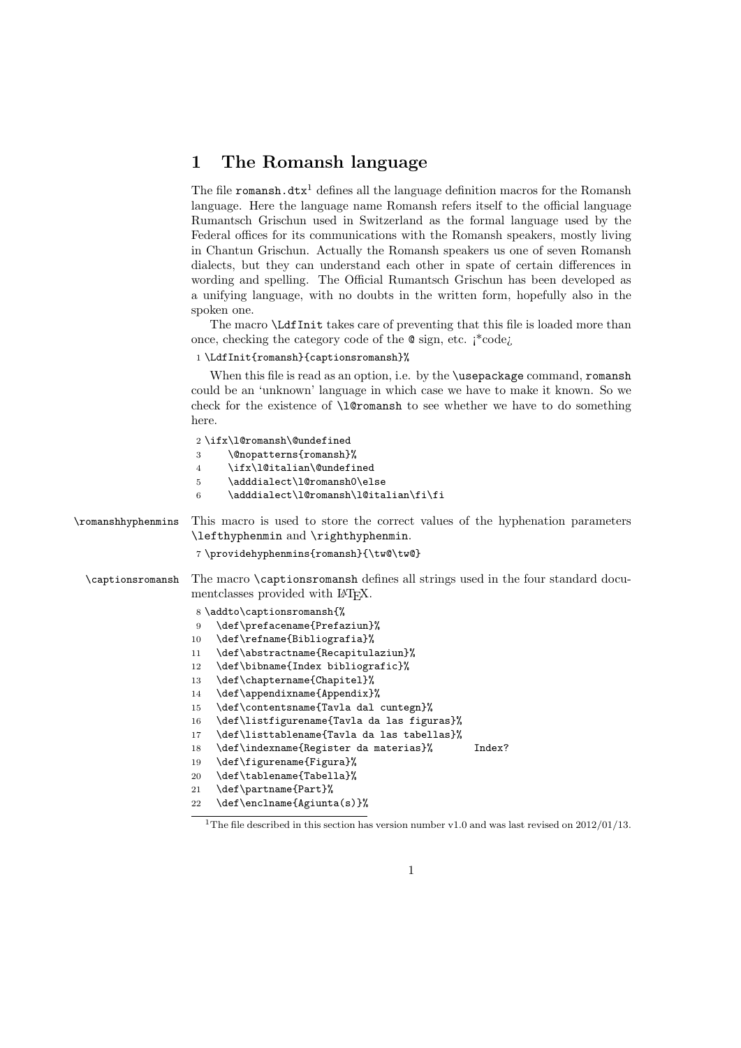# 1 The Romansh language

The file `romansh.dtx`[1] defines all the language definition macros for the Romansh language. Here the language name Romansh refers itself to the official language Rumantsch Grischun used in Switzerland as the formal language used by the Federal offices for its communications with the Romansh speakers, mostly living in Chantun Grischun. Actually the Romansh speakers us one of seven Romansh dialects, but they can understand each other in spate of certain differences in wording and spelling. The Official Rumantsch Grischun has been developed as a unifying language, with no doubts in the written form, hopefully also in the spoken one.

The macro `\LdfInit` takes care of preventing that this file is loaded more than once, checking the category code of the `@` sign, etc. ¡*code¿

```
1 \LdfInit{romansh}{captionsromansh}%
```

When this file is read as an option, i.e. by the `\usepackage` command, `romansh` could be an 'unknown' language in which case we have to make it known. So we check for the existence of `\l@romansh` to see whether we have to do something here.

```
2 \ifx\l@romansh\@undefined
3     \@nopatterns{romansh}%
4     \ifx\l@italian\@undefined
5     \adddialect\l@romansh0\else
6     \adddialect\l@romansh\l@italian\fi\fi
```

`\romanshhyphenmins` This macro is used to store the correct values of the hyphenation parameters `\lefthyphenmin` and `\righthyphenmin`.

```
7 \providehyphenmins{romansh}{\tw@\tw@}
```

`\captionsromansh` The macro `\captionsromansh` defines all strings used in the four standard documentclasses provided with LaTeX.

```
8 \addto\captionsromansh{%
9   \def\prefacename{Prefaziun}%
10  \def\refname{Bibliografia}%
11  \def\abstractname{Recapitulaziun}%
12  \def\bibname{Index bibliografic}%
13  \def\chaptername{Chapitel}%
14  \def\appendixname{Appendix}%
15  \def\contentsname{Tavla dal cuntegn}%
16  \def\listfigurename{Tavla da las figuras}%
17  \def\listtablename{Tavla da las tabellas}%
18  \def\indexname{Register da materias}%       Index?
19  \def\figurename{Figura}%
20  \def\tablename{Tabella}%
21  \def\partname{Part}%
22  \def\enclname{Agiunta(s)}%
```

[1] The file described in this section has version number v1.0 and was last revised on 2012/01/13.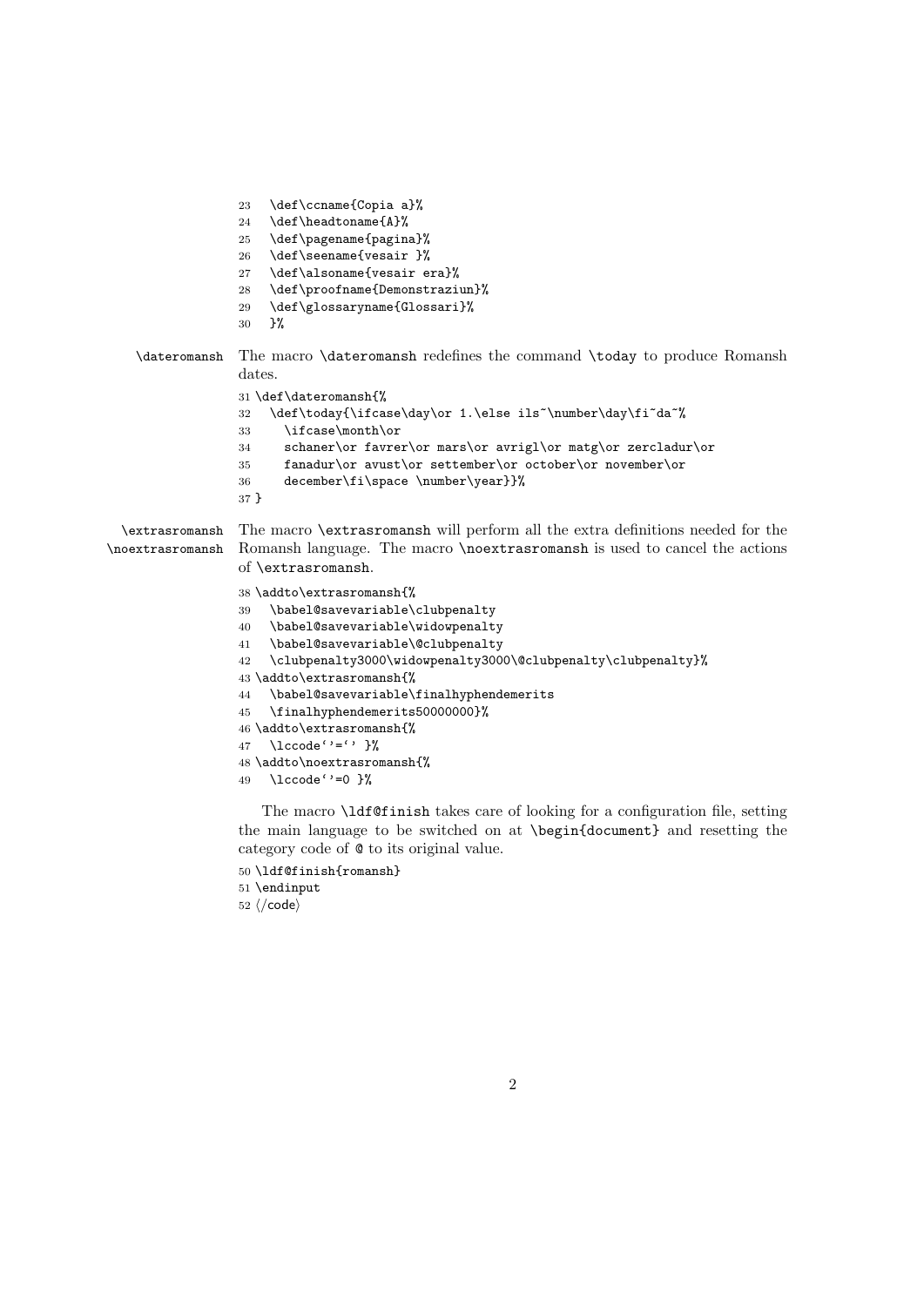```
23   \def\ccname{Copia a}%
24   \def\headtoname{A}%
25   \def\pagename{pagina}%
26   \def\seename{vesair }%
27   \def\alsoname{vesair era}%
28   \def\proofname{Demonstraziun}%
29   \def\glossaryname{Glossari}%
30   }%
```

`\dateromansh` The macro `\dateromansh` redefines the command `\today` to produce Romansh dates.

```
31 \def\dateromansh{%
32   \def\today{\ifcase\day\or 1.\else ils~\number\day\fi~da~%
33     \ifcase\month\or
34     schaner\or favrer\or mars\or avrigl\or matg\or zercladur\or
35     fanadur\or avust\or settember\or october\or november\or
36     december\fi\space \number\year}}%
37 }
```

`\extrasromansh` `\noextrasromansh` The macro `\extrasromansh` will perform all the extra definitions needed for the Romansh language. The macro `\noextrasromansh` is used to cancel the actions of `\extrasromansh`.

```
38 \addto\extrasromansh{%
39   \babel@savevariable\clubpenalty
40   \babel@savevariable\widowpenalty
41   \babel@savevariable\@clubpenalty
42   \clubpenalty3000\widowpenalty3000\@clubpenalty\clubpenalty}%
43 \addto\extrasromansh{%
44   \babel@savevariable\finalhyphendemerits
45   \finalhyphendemerits50000000}%
46 \addto\extrasromansh{%
47   \lccode`'=`' }%
48 \addto\noextrasromansh{%
49   \lccode`'=0 }%
```

The macro `\ldf@finish` takes care of looking for a configuration file, setting the main language to be switched on at `\begin{document}` and resetting the category code of `@` to its original value.

```
50 \ldf@finish{romansh}
51 \endinput
52 ⟨/code⟩
```